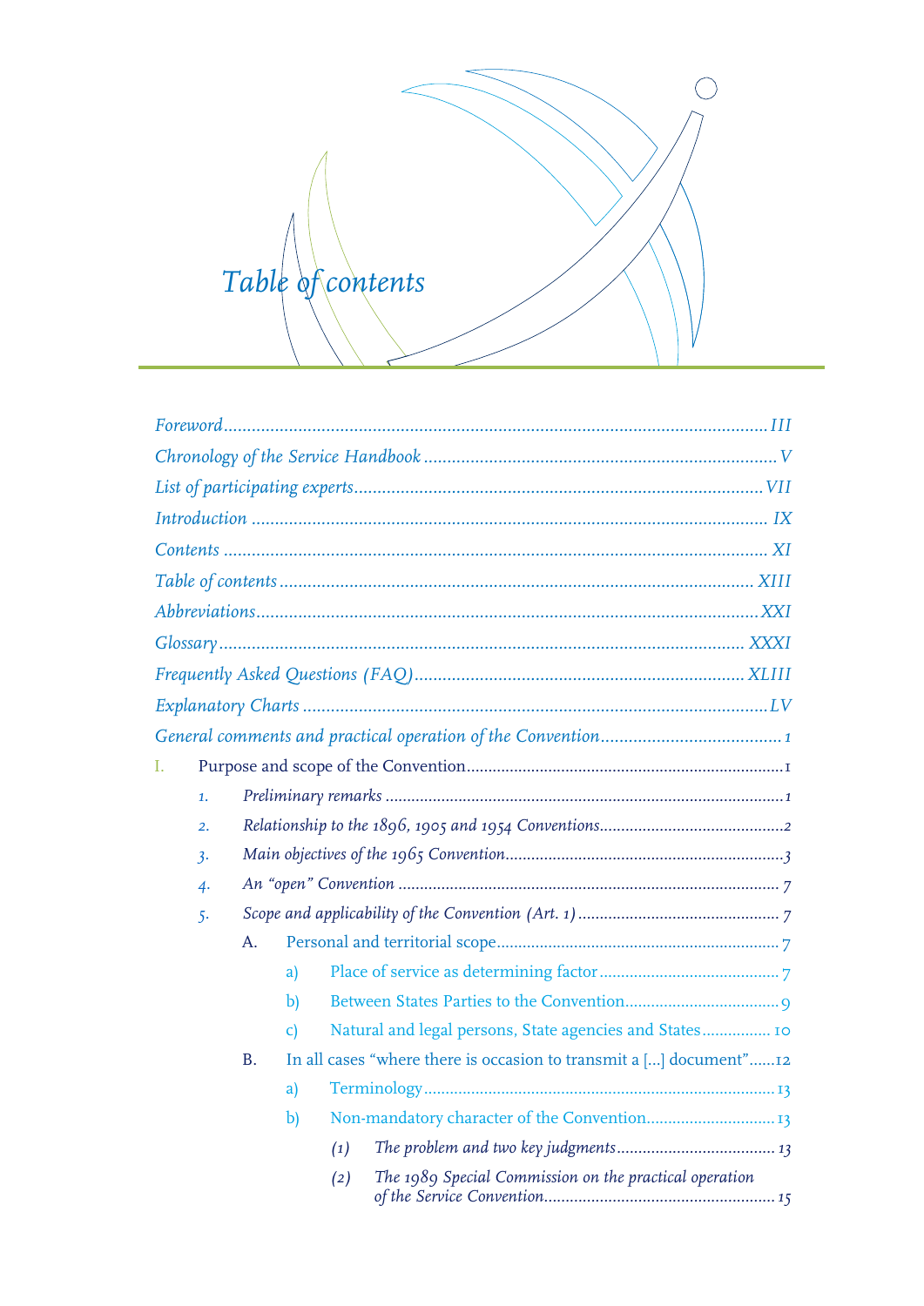# *Table of contents*

*Foreword* ........ *III*

*Chronology of the Service Handbook* ........ *V*

*List of participating experts* ........ *VII*

*Introduction* ........ *IX*

*Contents* ........ *XI*

*Table of contents* ........ *XIII*

*Abbreviations* ........ *XXI*

*Glossary* ........ *XXXI*

*Frequently Asked Questions (FAQ)* ........ *XLIII*

*Explanatory Charts* ........ *LV*

*General comments and practical operation of the Convention* ........ *1*

I. Purpose and scope of the Convention ........ 1

- *1. Preliminary remarks* ........ *1*
- *2. Relationship to the 1896, 1905 and 1954 Conventions* ........ *2*
- *3. Main objectives of the 1965 Convention* ........ *3*
- *4. An "open" Convention* ........ *7*
- *5. Scope and applicability of the Convention (Art. 1)* ........ *7*
  - A. Personal and territorial scope ........ 7
    - a) Place of service as determining factor ........ 7
    - b) Between States Parties to the Convention ........ 9
    - c) Natural and legal persons, State agencies and States ........ 10
  - B. In all cases "where there is occasion to transmit a [...] document" ........ 12
    - a) Terminology ........ 13
    - b) Non-mandatory character of the Convention ........ 13
      - *(1) The problem and two key judgments* ........ *13*
      - *(2) The 1989 Special Commission on the practical operation of the Service Convention* ........ *15*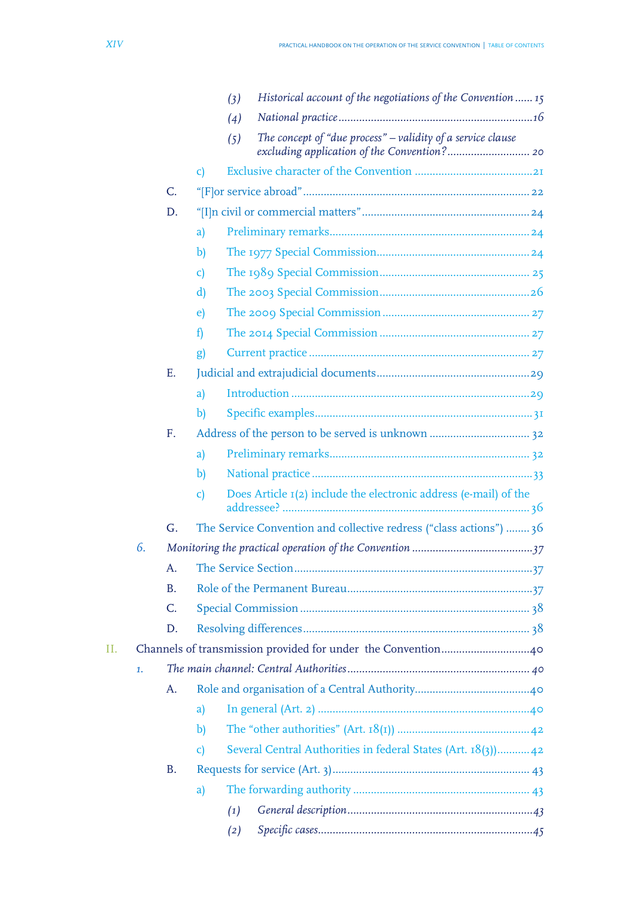(3) *Historical account of the negotiations of the Convention* ...... 15

(4) *National practice* ...... 16

(5) *The concept of "due process" – validity of a service clause excluding application of the Convention?* ...... 20

c) Exclusive character of the Convention ...... 21

C. "[F]or service abroad" ...... 22

D. "[I]n civil or commercial matters" ...... 24

a) Preliminary remarks ...... 24

b) The 1977 Special Commission ...... 24

c) The 1989 Special Commission ...... 25

d) The 2003 Special Commission ...... 26

e) The 2009 Special Commission ...... 27

f) The 2014 Special Commission ...... 27

g) Current practice ...... 27

E. Judicial and extrajudicial documents ...... 29

a) Introduction ...... 29

b) Specific examples ...... 31

F. Address of the person to be served is unknown ...... 32

a) Preliminary remarks ...... 32

b) National practice ...... 33

c) Does Article 1(2) include the electronic address (e-mail) of the addressee? ...... 36

G. The Service Convention and collective redress ("class actions") ...... 36

6. *Monitoring the practical operation of the Convention* ...... 37

A. The Service Section ...... 37

B. Role of the Permanent Bureau ...... 37

C. Special Commission ...... 38

D. Resolving differences ...... 38

II. Channels of transmission provided for under the Convention ...... 40

1. *The main channel: Central Authorities* ...... 40

A. Role and organisation of a Central Authority ...... 40

a) In general (Art. 2) ...... 40

b) The "other authorities" (Art. 18(1)) ...... 42

c) Several Central Authorities in federal States (Art. 18(3)) ...... 42

B. Requests for service (Art. 3) ...... 43

a) The forwarding authority ...... 43

(1) *General description* ...... 43

(2) *Specific cases* ...... 45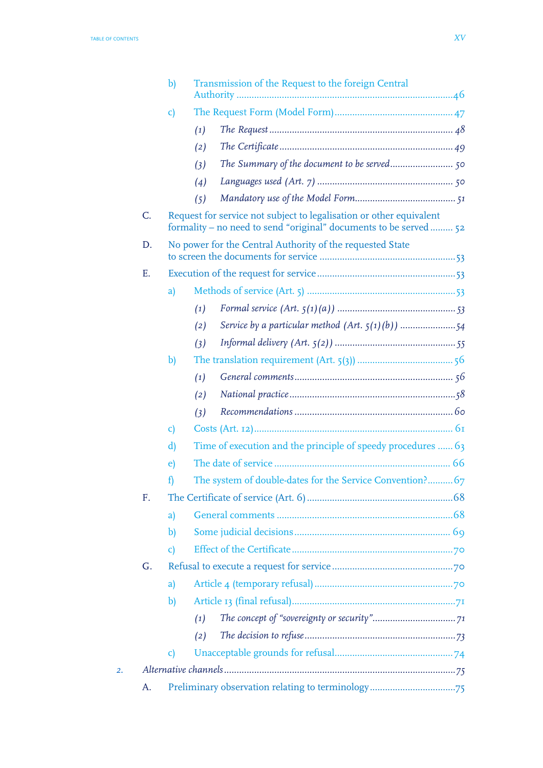- b) Transmission of the Request to the foreign Central Authority ... 46
- c) The Request Form (Model Form) ... 47
  - *(1) The Request ... 48*
  - *(2) The Certificate ... 49*
  - *(3) The Summary of the document to be served ... 50*
  - *(4) Languages used (Art. 7) ... 50*
  - *(5) Mandatory use of the Model Form ... 51*

C. Request for service not subject to legalisation or other equivalent formality – no need to send "original" documents to be served ... 52

D. No power for the Central Authority of the requested State to screen the documents for service ... 53

E. Execution of the request for service ... 53

- a) Methods of service (Art. 5) ... 53
  - *(1) Formal service (Art. 5(1)(a)) ... 53*
  - *(2) Service by a particular method (Art. 5(1)(b)) ... 54*
  - *(3) Informal delivery (Art. 5(2)) ... 55*
- b) The translation requirement (Art. 5(3)) ... 56
  - *(1) General comments ... 56*
  - *(2) National practice ... 58*
  - *(3) Recommendations ... 60*
- c) Costs (Art. 12) ... 61
- d) Time of execution and the principle of speedy procedures ... 63
- e) The date of service ... 66
- f) The system of double-dates for the Service Convention? ... 67

F. The Certificate of service (Art. 6) ... 68

- a) General comments ... 68
- b) Some judicial decisions ... 69
- c) Effect of the Certificate ... 70

G. Refusal to execute a request for service ... 70

- a) Article 4 (temporary refusal) ... 70
- b) Article 13 (final refusal) ... 71
  - *(1) The concept of "sovereignty or security" ... 71*
  - *(2) The decision to refuse ... 73*
- c) Unacceptable grounds for refusal ... 74

*2. Alternative channels ... 75*

A. Preliminary observation relating to terminology ... 75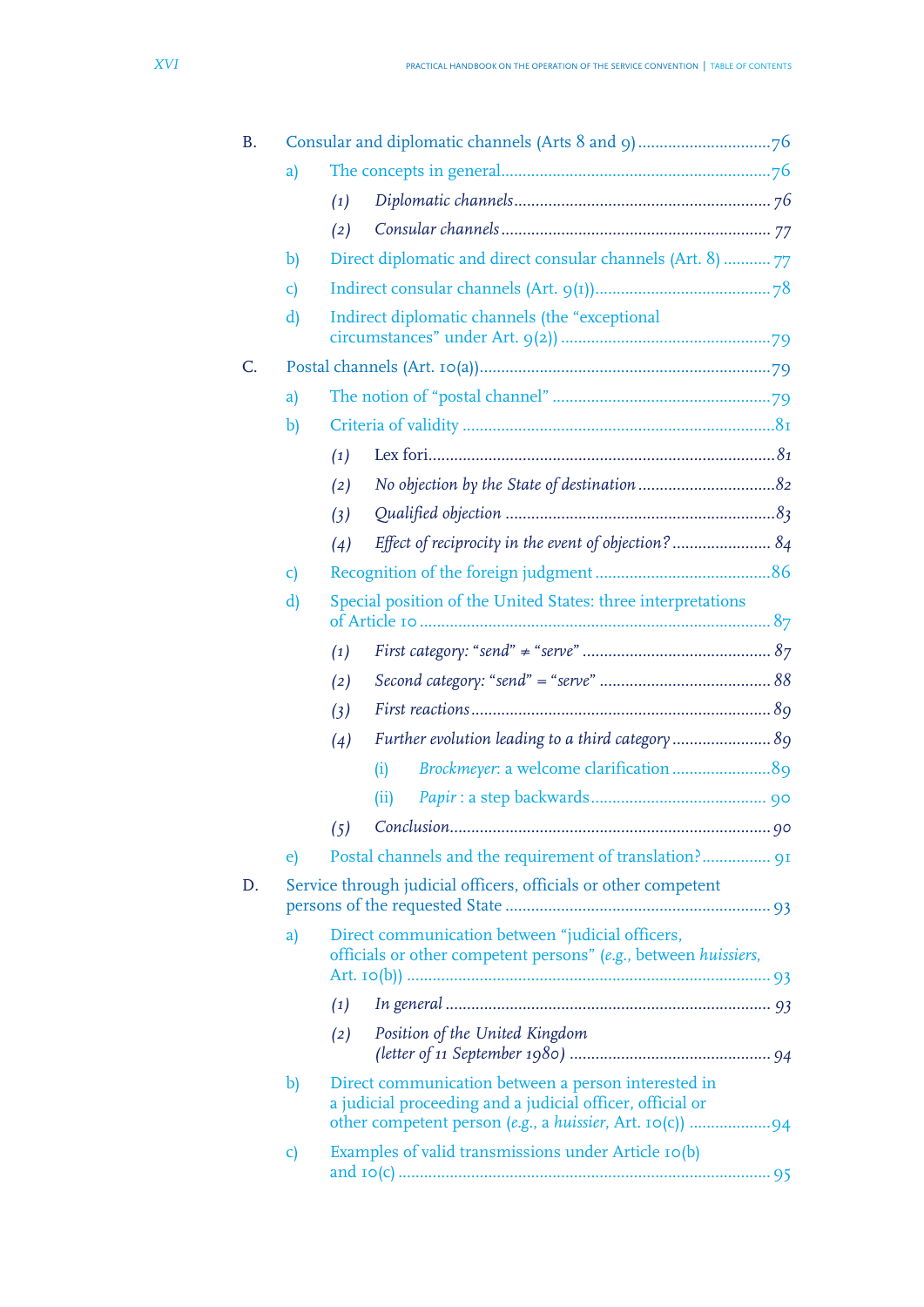B. Consular and diplomatic channels (Arts 8 and 9) ............................... 76

a) The concepts in general .............................................................. 76

(1) *Diplomatic channels* ........................................................... 76

(2) *Consular channels* .............................................................. 77

b) Direct diplomatic and direct consular channels (Art. 8) ........... 77

c) Indirect consular channels (Art. 9(1)) ......................................... 78

d) Indirect diplomatic channels (the "exceptional circumstances" under Art. 9(2)) ................................................ 79

C. Postal channels (Art. 10(a)) ................................................................... 79

a) The notion of "postal channel" .................................................. 79

b) Criteria of validity ........................................................................ 81

(1) Lex fori ................................................................................... 81

(2) *No objection by the State of destination* ................................ 82

(3) *Qualified objection* .............................................................. 83

(4) *Effect of reciprocity in the event of objection?* ....................... 84

c) Recognition of the foreign judgment ........................................ 86

d) Special position of the United States: three interpretations of Article 10 ................................................................................. 87

(1) *First category: "send" ≠ "serve"* ........................................... 87

(2) *Second category: "send" = "serve"* ....................................... 88

(3) *First reactions* ..................................................................... 89

(4) *Further evolution leading to a third category* ........................ 89

(i) *Brockmeyer*: a welcome clarification ...................... 89

(ii) *Papir* : a step backwards ......................................... 90

(5) *Conclusion* .......................................................................... 90

e) Postal channels and the requirement of translation? ............... 91

D. Service through judicial officers, officials or other competent persons of the requested State ............................................................ 93

a) Direct communication between "judicial officers, officials or other competent persons" (*e.g.*, between *huissiers*, Art. 10(b)) ................................................................................... 93

(1) *In general* ........................................................................... 93

(2) *Position of the United Kingdom (letter of 11 September 1980)* ............................................... 94

b) Direct communication between a person interested in a judicial proceeding and a judicial officer, official or other competent person (*e.g.*, a *huissier*, Art. 10(c)) .................. 94

c) Examples of valid transmissions under Article 10(b) and 10(c) ...................................................................................... 95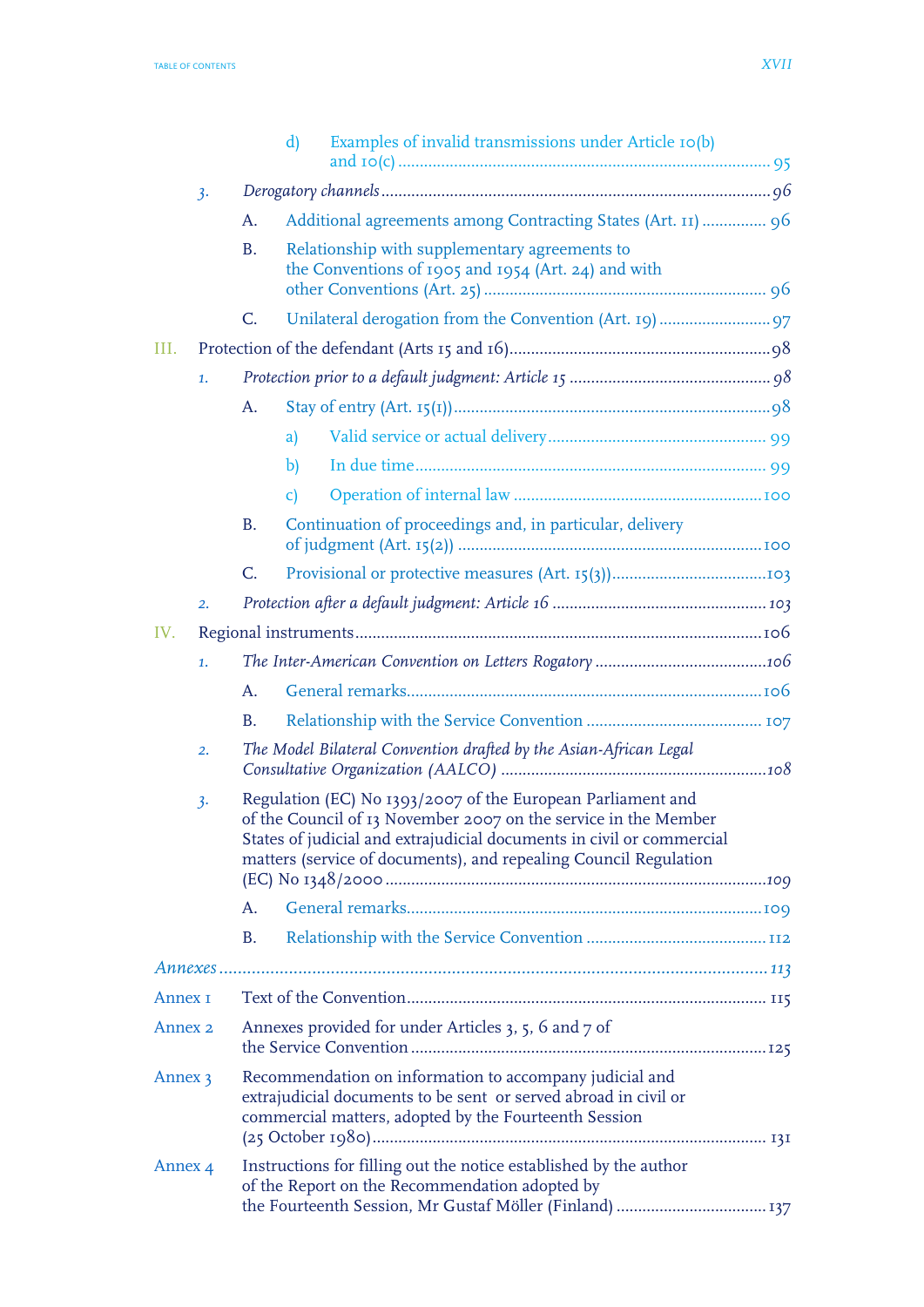d) Examples of invalid transmissions under Article 10(b) and 10(c) ..... 95

*3. Derogatory channels* ..... 96

A. Additional agreements among Contracting States (Art. 11) ..... 96

B. Relationship with supplementary agreements to the Conventions of 1905 and 1954 (Art. 24) and with other Conventions (Art. 25) ..... 96

C. Unilateral derogation from the Convention (Art. 19) ..... 97

III. Protection of the defendant (Arts 15 and 16) ..... 98

*1. Protection prior to a default judgment: Article 15* ..... 98

A. Stay of entry (Art. 15(1)) ..... 98

a) Valid service or actual delivery ..... 99

b) In due time ..... 99

c) Operation of internal law ..... 100

B. Continuation of proceedings and, in particular, delivery of judgment (Art. 15(2)) ..... 100

C. Provisional or protective measures (Art. 15(3)) ..... 103

*2. Protection after a default judgment: Article 16* ..... 103

IV. Regional instruments ..... 106

*1. The Inter-American Convention on Letters Rogatory* ..... 106

A. General remarks ..... 106

B. Relationship with the Service Convention ..... 107

*2. The Model Bilateral Convention drafted by the Asian-African Legal Consultative Organization (AALCO)* ..... 108

3. Regulation (EC) No 1393/2007 of the European Parliament and of the Council of 13 November 2007 on the service in the Member States of judicial and extrajudicial documents in civil or commercial matters (service of documents), and repealing Council Regulation (EC) No 1348/2000 ..... 109

A. General remarks ..... 109

B. Relationship with the Service Convention ..... 112

*Annexes* ..... 113

Annex 1 Text of the Convention ..... 115

Annex 2 Annexes provided for under Articles 3, 5, 6 and 7 of the Service Convention ..... 125

Annex 3 Recommendation on information to accompany judicial and extrajudicial documents to be sent or served abroad in civil or commercial matters, adopted by the Fourteenth Session (25 October 1980) ..... 131

Annex 4 Instructions for filling out the notice established by the author of the Report on the Recommendation adopted by the Fourteenth Session, Mr Gustaf Möller (Finland) ..... 137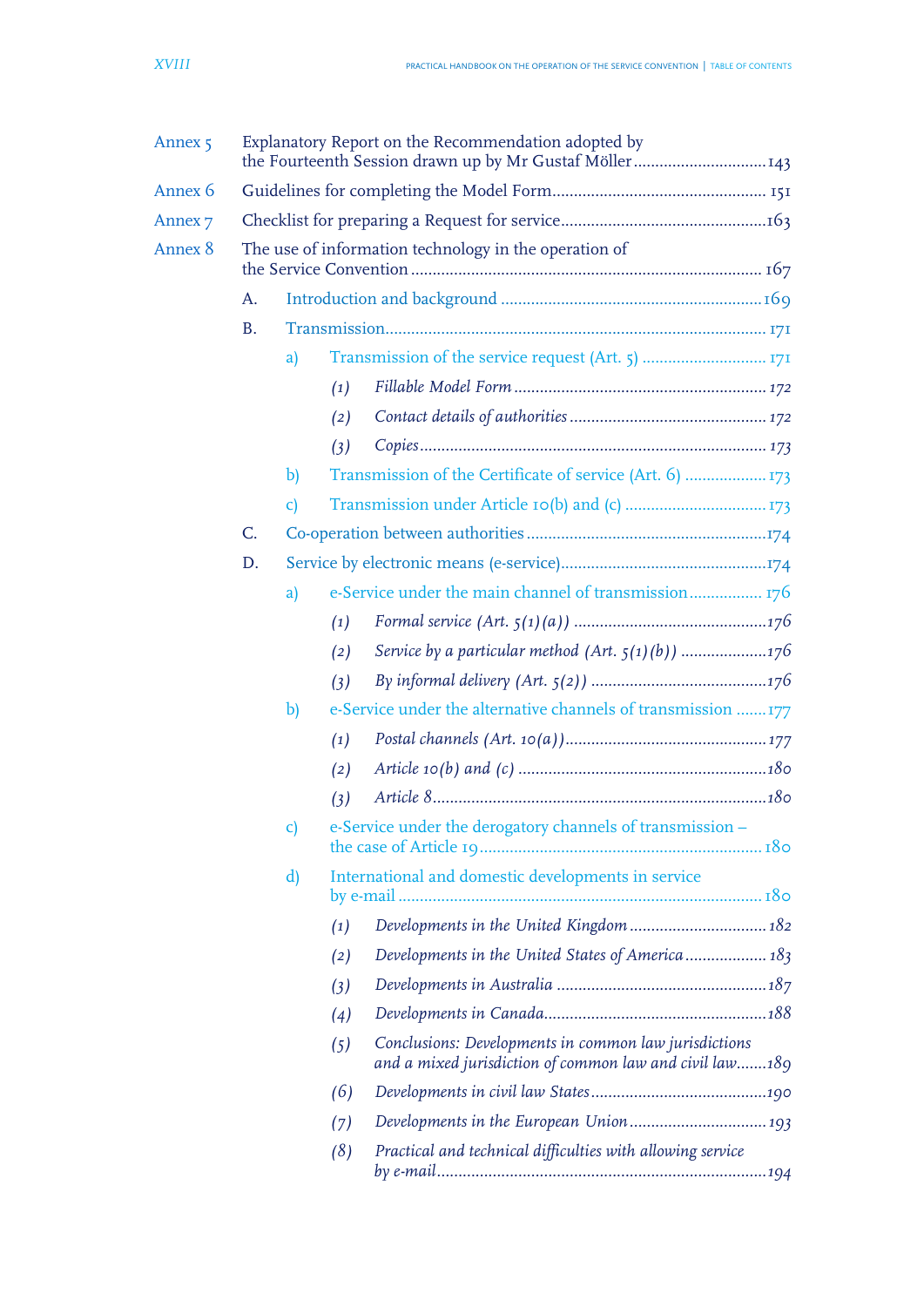Annex 5 Explanatory Report on the Recommendation adopted by the Fourteenth Session drawn up by Mr Gustaf Möller ............................... 143

Annex 6 Guidelines for completing the Model Form ................................................. 151

Annex 7 Checklist for preparing a Request for service ................................................ 163

Annex 8 The use of information technology in the operation of the Service Convention ................................................................................. 167

- A. Introduction and background ............................................................ 169
- B. Transmission ....................................................................................... 171
  - a) Transmission of the service request (Art. 5) ............................ 171
    - *(1) Fillable Model Form* .......................................................... 172
    - *(2) Contact details of authorities* ............................................. 172
    - *(3) Copies* ................................................................................ 173
  - b) Transmission of the Certificate of service (Art. 6) .................. 173
  - c) Transmission under Article 10(b) and (c) ................................ 173
- C. Co-operation between authorities ........................................................ 174
- D. Service by electronic means (e-service) ................................................ 174
  - a) e-Service under the main channel of transmission ................. 176
    - *(1) Formal service (Art. 5(1)(a))* ............................................. 176
    - *(2) Service by a particular method (Art. 5(1)(b))* .................... 176
    - *(3) By informal delivery (Art. 5(2))* ......................................... 176
  - b) e-Service under the alternative channels of transmission ....... 177
    - *(1) Postal channels (Art. 10(a))* .............................................. 177
    - *(2) Article 10(b) and (c)* ......................................................... 180
    - *(3) Article 8* ............................................................................. 180
  - c) e-Service under the derogatory channels of transmission – the case of Article 19 ................................................................. 180
  - d) International and domestic developments in service by e-mail .................................................................................... 180
    - *(1) Developments in the United Kingdom* ................................ 182
    - *(2) Developments in the United States of America* ................... 183
    - *(3) Developments in Australia* ................................................ 187
    - *(4) Developments in Canada* ................................................... 188
    - *(5) Conclusions: Developments in common law jurisdictions and a mixed jurisdiction of common law and civil law* ....... 189
    - *(6) Developments in civil law States* ......................................... 190
    - *(7) Developments in the European Union* ................................ 193
    - *(8) Practical and technical difficulties with allowing service by e-mail* ............................................................................ 194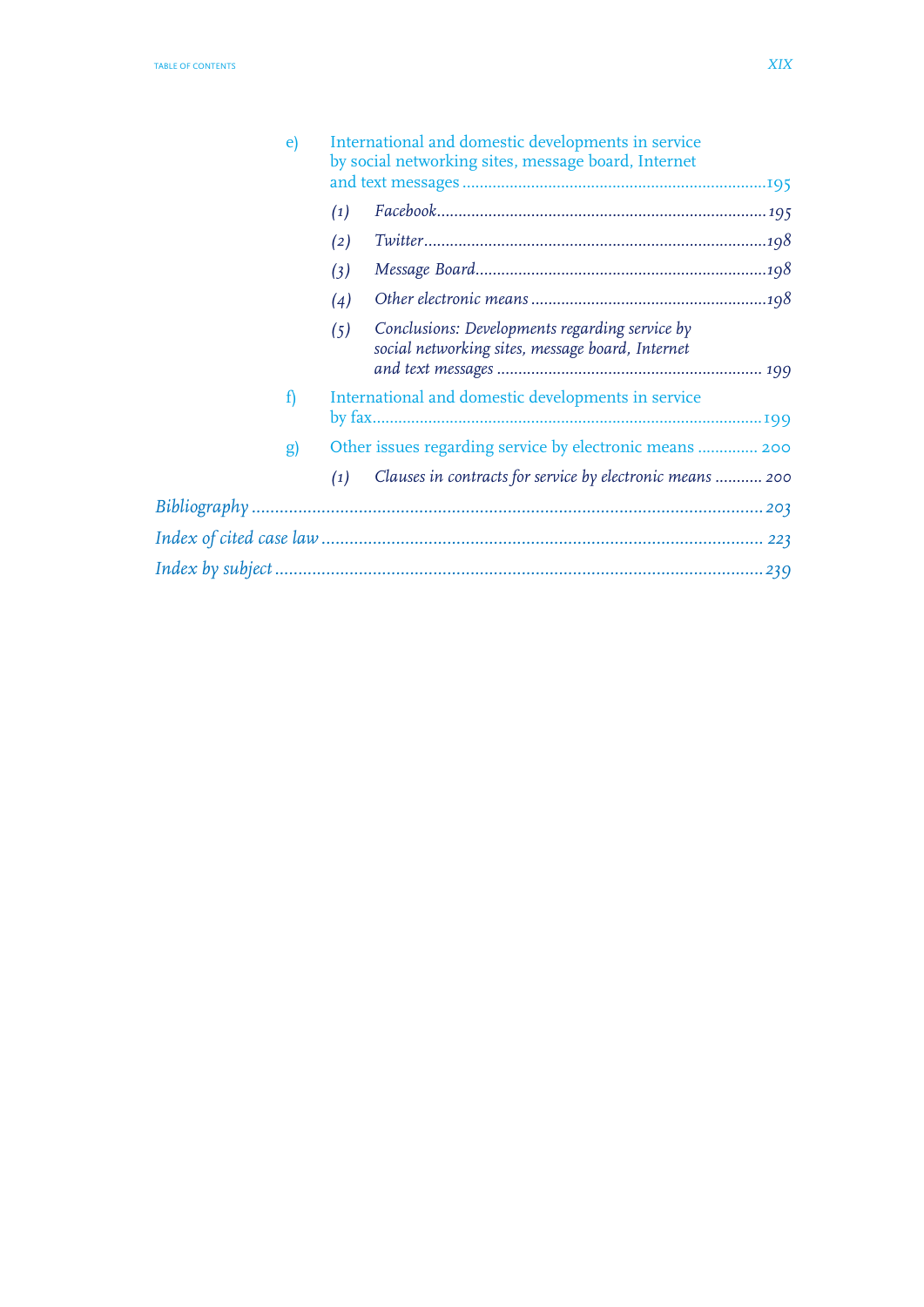e) International and domestic developments in service by social networking sites, message board, Internet and text messages ...................................................................... 195

- *(1) Facebook............................................................................ 195*
- *(2) Twitter............................................................................... 198*
- *(3) Message Board.................................................................. 198*
- *(4) Other electronic means ...................................................... 198*
- *(5) Conclusions: Developments regarding service by social networking sites, message board, Internet and text messages ............................................................ 199*

f) International and domestic developments in service by fax......................................................................................... 199

g) Other issues regarding service by electronic means ............. 200

- *(1) Clauses in contracts for service by electronic means ........... 200*

*Bibliography ................................................................................................................ 203*

*Index of cited case law ................................................................................................ 223*

*Index by subject .......................................................................................................... 239*